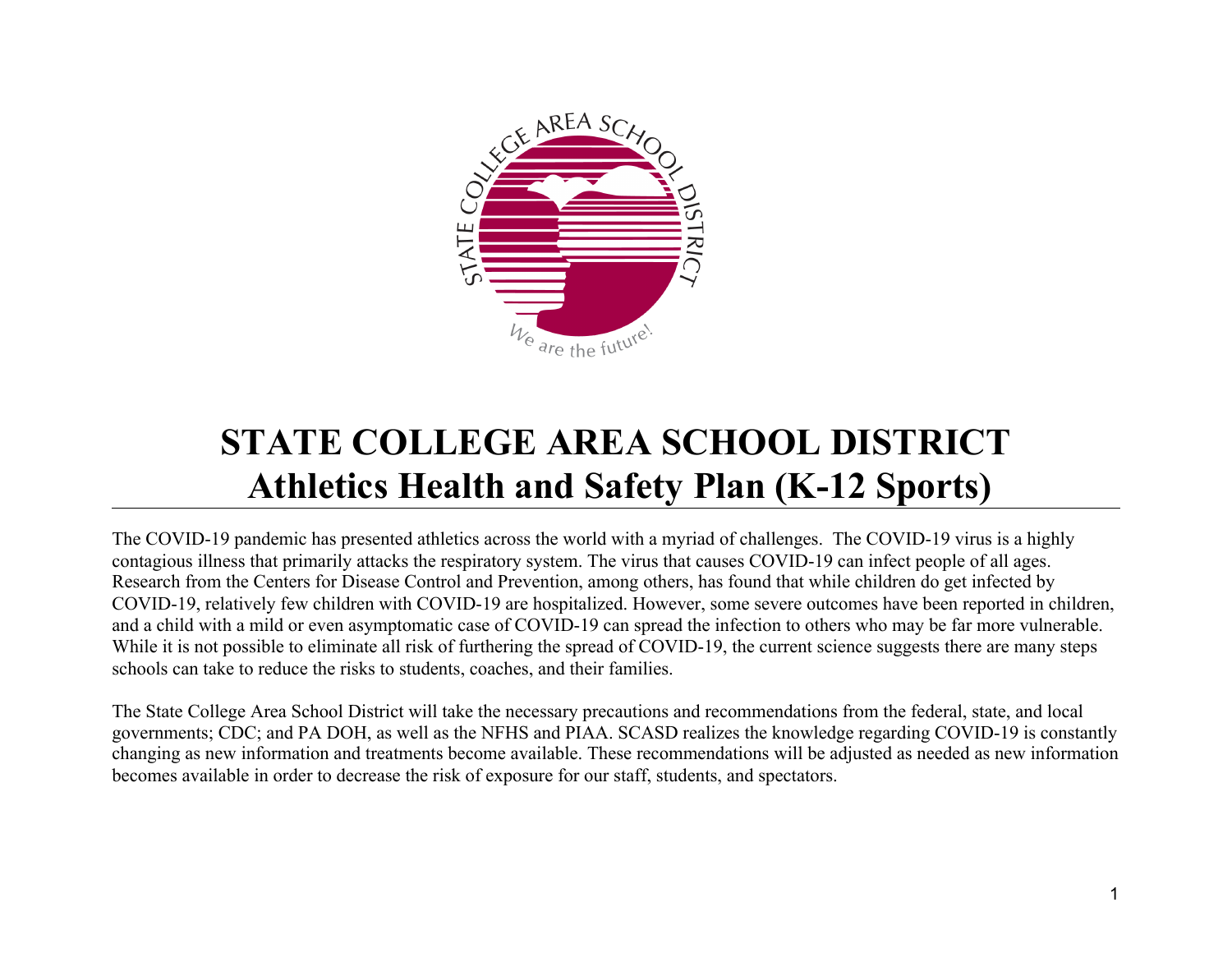# STATE COLLEGE AREA SCHOOL DISTRICT
# Athletics Health and Safety Plan (K-12 Sports)

The COVID-19 pandemic has presented athletics across the world with a myriad of challenges. The COVID-19 virus is a highly contagious illness that primarily attacks the respiratory system. The virus that causes COVID-19 can infect people of all ages. Research from the Centers for Disease Control and Prevention, among others, has found that while children do get infected by COVID-19, relatively few children with COVID-19 are hospitalized. However, some severe outcomes have been reported in children, and a child with a mild or even asymptomatic case of COVID-19 can spread the infection to others who may be far more vulnerable. While it is not possible to eliminate all risk of furthering the spread of COVID-19, the current science suggests there are many steps schools can take to reduce the risks to students, coaches, and their families.

The State College Area School District will take the necessary precautions and recommendations from the federal, state, and local governments; CDC; and PA DOH, as well as the NFHS and PIAA. SCASD realizes the knowledge regarding COVID-19 is constantly changing as new information and treatments become available. These recommendations will be adjusted as needed as new information becomes available in order to decrease the risk of exposure for our staff, students, and spectators.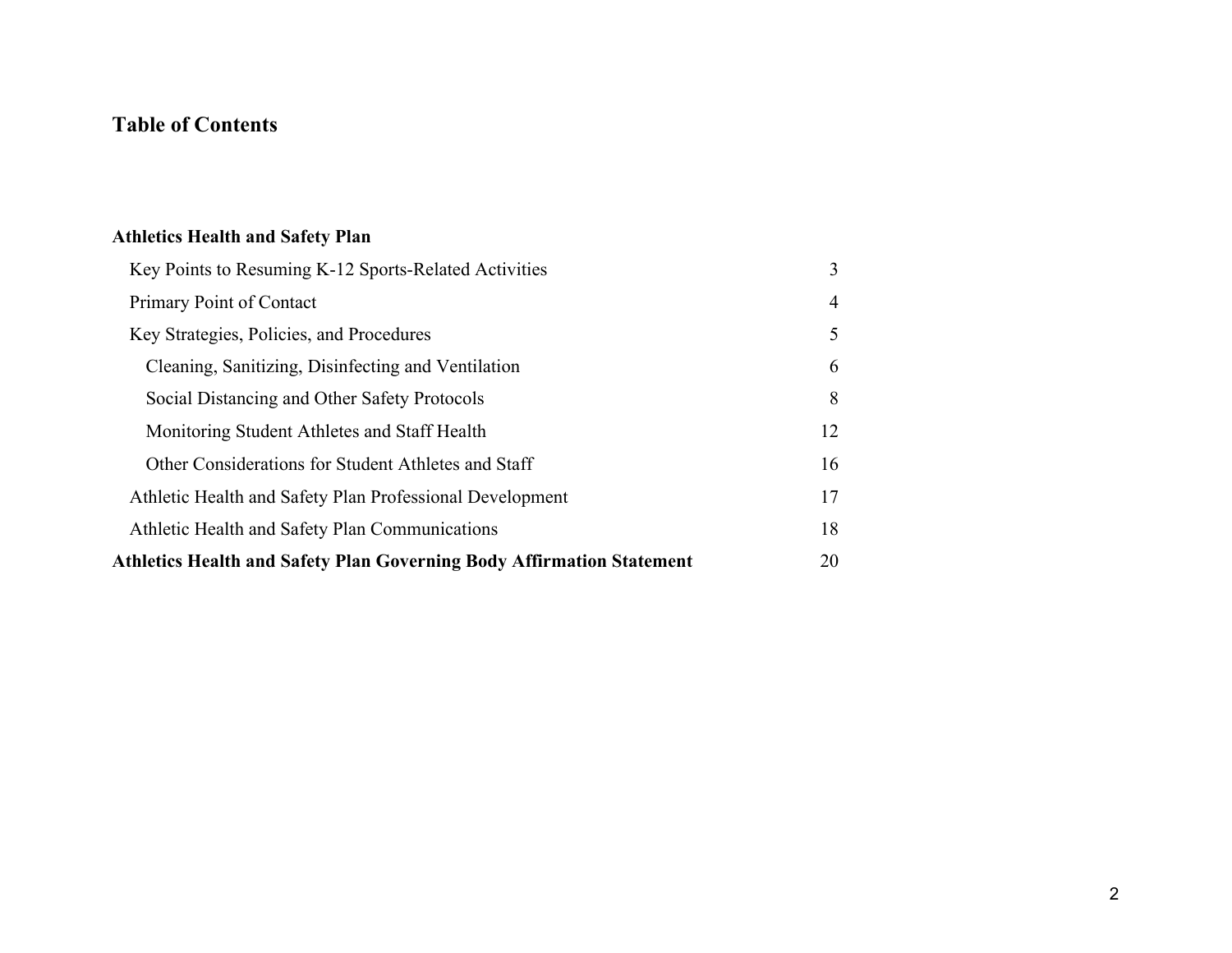# Table of Contents

| | |
|---|---|
| **Athletics Health and Safety Plan** | |
| Key Points to Resuming K-12 Sports-Related Activities | 3 |
| Primary Point of Contact | 4 |
| Key Strategies, Policies, and Procedures | 5 |
| Cleaning, Sanitizing, Disinfecting and Ventilation | 6 |
| Social Distancing and Other Safety Protocols | 8 |
| Monitoring Student Athletes and Staff Health | 12 |
| Other Considerations for Student Athletes and Staff | 16 |
| Athletic Health and Safety Plan Professional Development | 17 |
| Athletic Health and Safety Plan Communications | 18 |
| **Athletics Health and Safety Plan Governing Body Affirmation Statement** | 20 |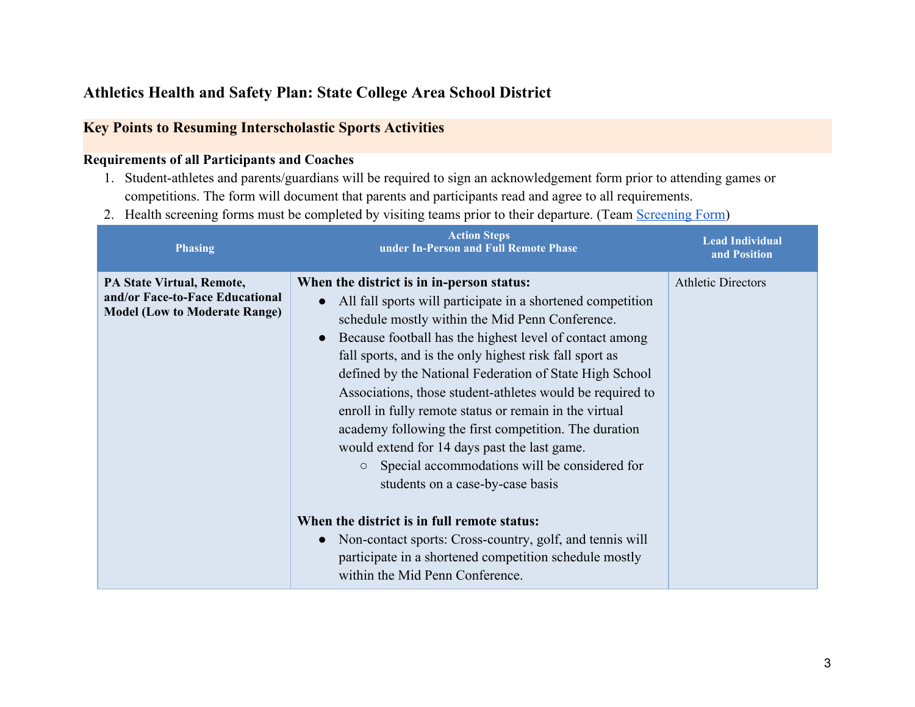# Athletics Health and Safety Plan: State College Area School District

## Key Points to Resuming Interscholastic Sports Activities

**Requirements of all Participants and Coaches**

1. Student-athletes and parents/guardians will be required to sign an acknowledgement form prior to attending games or competitions. The form will document that parents and participants read and agree to all requirements.
2. Health screening forms must be completed by visiting teams prior to their departure. (Team Screening Form)

| Phasing | Action Steps under In-Person and Full Remote Phase | Lead Individual and Position |
|---|---|---|
| **PA State Virtual, Remote, and/or Face-to-Face Educational Model (Low to Moderate Range)** | **When the district is in in-person status:**<br>• All fall sports will participate in a shortened competition schedule mostly within the Mid Penn Conference.<br>• Because football has the highest level of contact among fall sports, and is the only highest risk fall sport as defined by the National Federation of State High School Associations, those student-athletes would be required to enroll in fully remote status or remain in the virtual academy following the first competition. The duration would extend for 14 days past the last game.<br>&nbsp;&nbsp;&nbsp;&nbsp;○ Special accommodations will be considered for students on a case-by-case basis<br><br>**When the district is in full remote status:**<br>• Non-contact sports: Cross-country, golf, and tennis will participate in a shortened competition schedule mostly within the Mid Penn Conference. | Athletic Directors |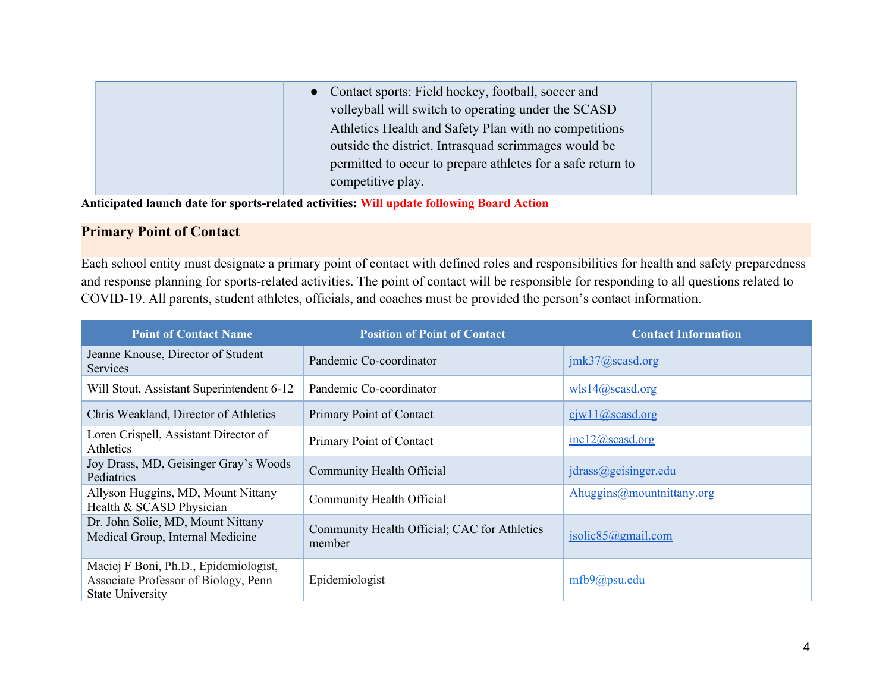| | | |
|---|---|---|
| | ● Contact sports: Field hockey, football, soccer and volleyball will switch to operating under the SCASD Athletics Health and Safety Plan with no competitions outside the district. Intrasquad scrimmages would be permitted to occur to prepare athletes for a safe return to competitive play. | |

**Anticipated launch date for sports-related activities: Will update following Board Action**

## Primary Point of Contact

Each school entity must designate a primary point of contact with defined roles and responsibilities for health and safety preparedness and response planning for sports-related activities. The point of contact will be responsible for responding to all questions related to COVID-19. All parents, student athletes, officials, and coaches must be provided the person's contact information.

| Point of Contact Name | Position of Point of Contact | Contact Information |
|---|---|---|
| Jeanne Knouse, Director of Student Services | Pandemic Co-coordinator | jmk37@scasd.org |
| Will Stout, Assistant Superintendent 6-12 | Pandemic Co-coordinator | wls14@scasd.org |
| Chris Weakland, Director of Athletics | Primary Point of Contact | cjw11@scasd.org |
| Loren Crispell, Assistant Director of Athletics | Primary Point of Contact | lnc12@scasd.org |
| Joy Drass, MD, Geisinger Gray's Woods Pediatrics | Community Health Official | jdrass@geisinger.edu |
| Allyson Huggins, MD, Mount Nittany Health & SCASD Physician | Community Health Official | Ahuggins@mountnittany.org |
| Dr. John Solic, MD, Mount Nittany Medical Group, Internal Medicine | Community Health Official; CAC for Athletics member | jsolic85@gmail.com |
| Maciej F Boni, Ph.D., Epidemiologist, Associate Professor of Biology, Penn State University | Epidemiologist | mfb9@psu.edu |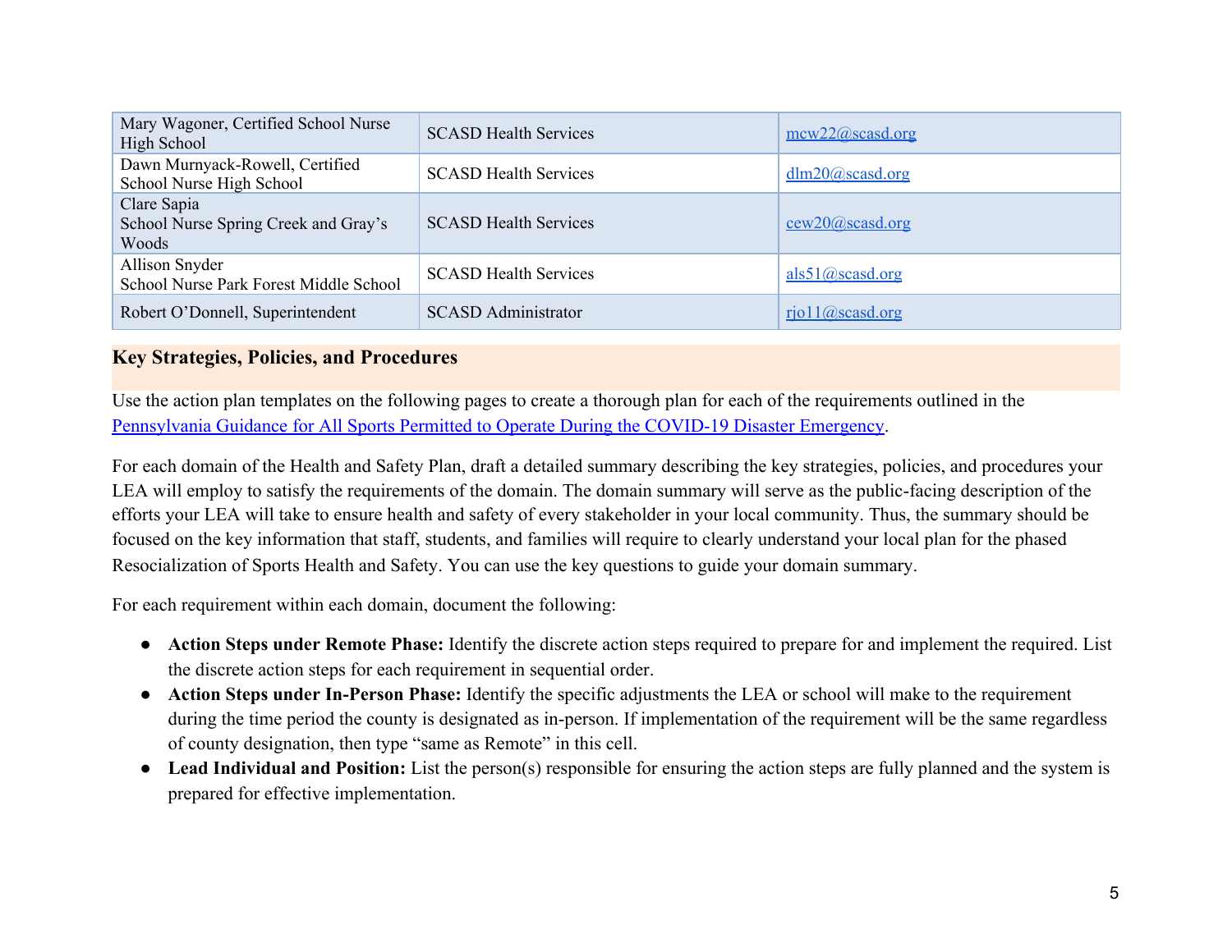| | | |
|---|---|---|
| Mary Wagoner, Certified School Nurse High School | SCASD Health Services | mcw22@scasd.org |
| Dawn Murnyack-Rowell, Certified School Nurse High School | SCASD Health Services | dlm20@scasd.org |
| Clare Sapia School Nurse Spring Creek and Gray's Woods | SCASD Health Services | cew20@scasd.org |
| Allison Snyder School Nurse Park Forest Middle School | SCASD Health Services | als51@scasd.org |
| Robert O'Donnell, Superintendent | SCASD Administrator | rjo11@scasd.org |

## Key Strategies, Policies, and Procedures

Use the action plan templates on the following pages to create a thorough plan for each of the requirements outlined in the Pennsylvania Guidance for All Sports Permitted to Operate During the COVID-19 Disaster Emergency.

For each domain of the Health and Safety Plan, draft a detailed summary describing the key strategies, policies, and procedures your LEA will employ to satisfy the requirements of the domain. The domain summary will serve as the public-facing description of the efforts your LEA will take to ensure health and safety of every stakeholder in your local community. Thus, the summary should be focused on the key information that staff, students, and families will require to clearly understand your local plan for the phased Resocialization of Sports Health and Safety. You can use the key questions to guide your domain summary.

For each requirement within each domain, document the following:

- **Action Steps under Remote Phase:** Identify the discrete action steps required to prepare for and implement the required. List the discrete action steps for each requirement in sequential order.
- **Action Steps under In-Person Phase:** Identify the specific adjustments the LEA or school will make to the requirement during the time period the county is designated as in-person. If implementation of the requirement will be the same regardless of county designation, then type "same as Remote" in this cell.
- **Lead Individual and Position:** List the person(s) responsible for ensuring the action steps are fully planned and the system is prepared for effective implementation.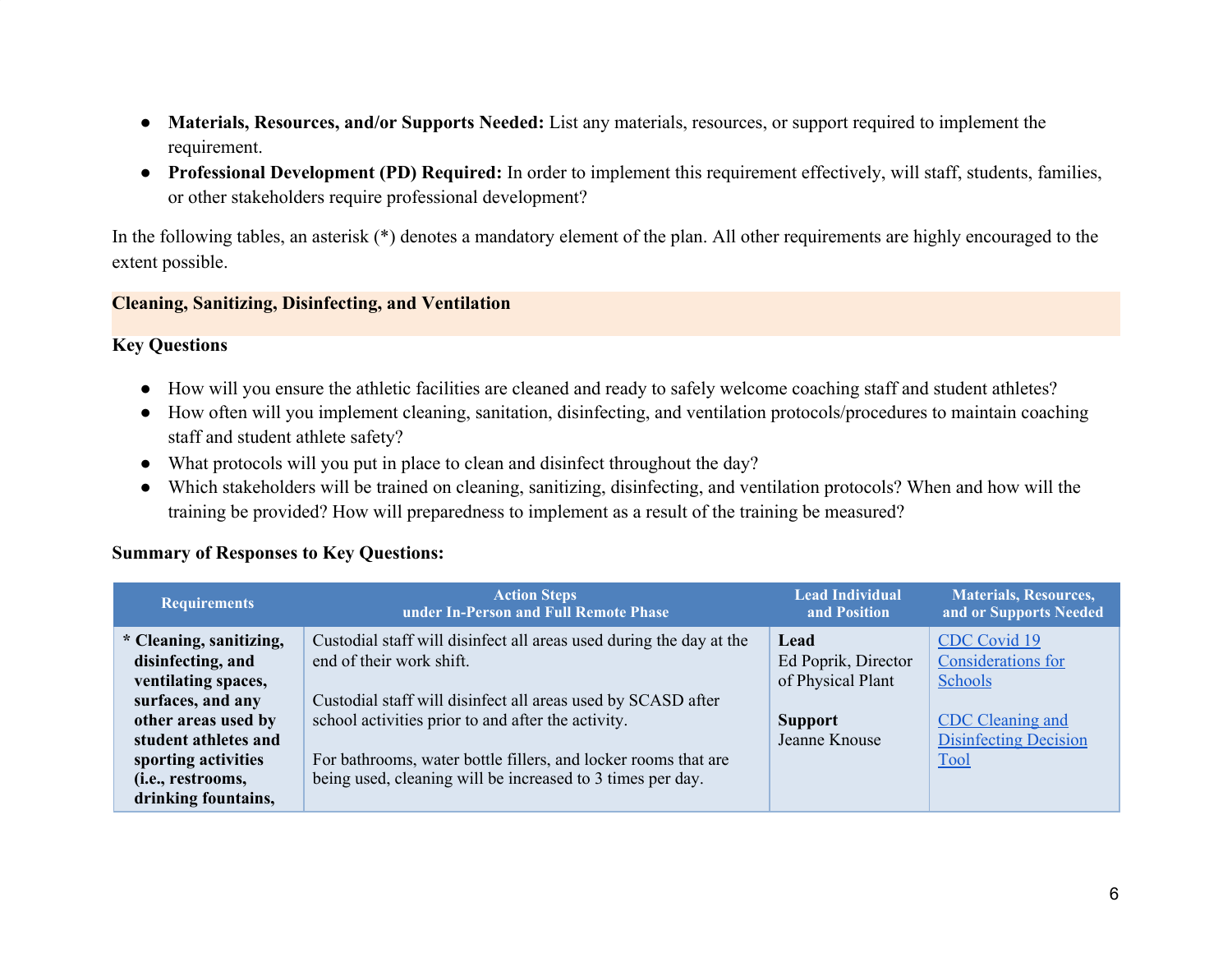- **Materials, Resources, and/or Supports Needed:** List any materials, resources, or support required to implement the requirement.
- **Professional Development (PD) Required:** In order to implement this requirement effectively, will staff, students, families, or other stakeholders require professional development?

In the following tables, an asterisk (*) denotes a mandatory element of the plan. All other requirements are highly encouraged to the extent possible.

## Cleaning, Sanitizing, Disinfecting, and Ventilation

### Key Questions

- How will you ensure the athletic facilities are cleaned and ready to safely welcome coaching staff and student athletes?
- How often will you implement cleaning, sanitation, disinfecting, and ventilation protocols/procedures to maintain coaching staff and student athlete safety?
- What protocols will you put in place to clean and disinfect throughout the day?
- Which stakeholders will be trained on cleaning, sanitizing, disinfecting, and ventilation protocols? When and how will the training be provided? How will preparedness to implement as a result of the training be measured?

### Summary of Responses to Key Questions:

| Requirements | Action Steps under In-Person and Full Remote Phase | Lead Individual and Position | Materials, Resources, and or Supports Needed |
|---|---|---|---|
| **\* Cleaning, sanitizing, disinfecting, and ventilating spaces, surfaces, and any other areas used by student athletes and sporting activities (i.e., restrooms, drinking fountains,** | Custodial staff will disinfect all areas used during the day at the end of their work shift.<br><br>Custodial staff will disinfect all areas used by SCASD after school activities prior to and after the activity.<br><br>For bathrooms, water bottle fillers, and locker rooms that are being used, cleaning will be increased to 3 times per day. | **Lead**<br>Ed Poprik, Director of Physical Plant<br><br>**Support**<br>Jeanne Knouse | CDC Covid 19 Considerations for Schools<br><br>CDC Cleaning and Disinfecting Decision Tool |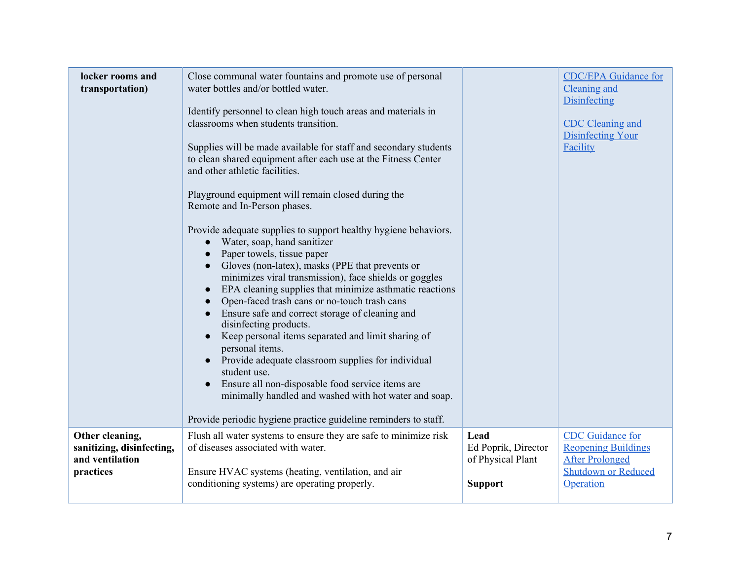| | | | |
|---|---|---|---|
| **locker rooms and transportation)** | Close communal water fountains and promote use of personal water bottles and/or bottled water.<br><br>Identify personnel to clean high touch areas and materials in classrooms when students transition.<br><br>Supplies will be made available for staff and secondary students to clean shared equipment after each use at the Fitness Center and other athletic facilities.<br><br>Playground equipment will remain closed during the Remote and In-Person phases.<br><br>Provide adequate supplies to support healthy hygiene behaviors.<br>● Water, soap, hand sanitizer<br>● Paper towels, tissue paper<br>● Gloves (non-latex), masks (PPE that prevents or minimizes viral transmission), face shields or goggles<br>● EPA cleaning supplies that minimize asthmatic reactions<br>● Open-faced trash cans or no-touch trash cans<br>● Ensure safe and correct storage of cleaning and disinfecting products.<br>● Keep personal items separated and limit sharing of personal items.<br>● Provide adequate classroom supplies for individual student use.<br>● Ensure all non-disposable food service items are minimally handled and washed with hot water and soap.<br><br>Provide periodic hygiene practice guideline reminders to staff. | | CDC/EPA Guidance for Cleaning and Disinfecting<br><br>CDC Cleaning and Disinfecting Your Facility |
| **Other cleaning, sanitizing, disinfecting, and ventilation practices** | Flush all water systems to ensure they are safe to minimize risk of diseases associated with water.<br><br>Ensure HVAC systems (heating, ventilation, and air conditioning systems) are operating properly. | **Lead**<br>Ed Poprik, Director of Physical Plant<br><br>**Support** | CDC Guidance for Reopening Buildings After Prolonged Shutdown or Reduced Operation |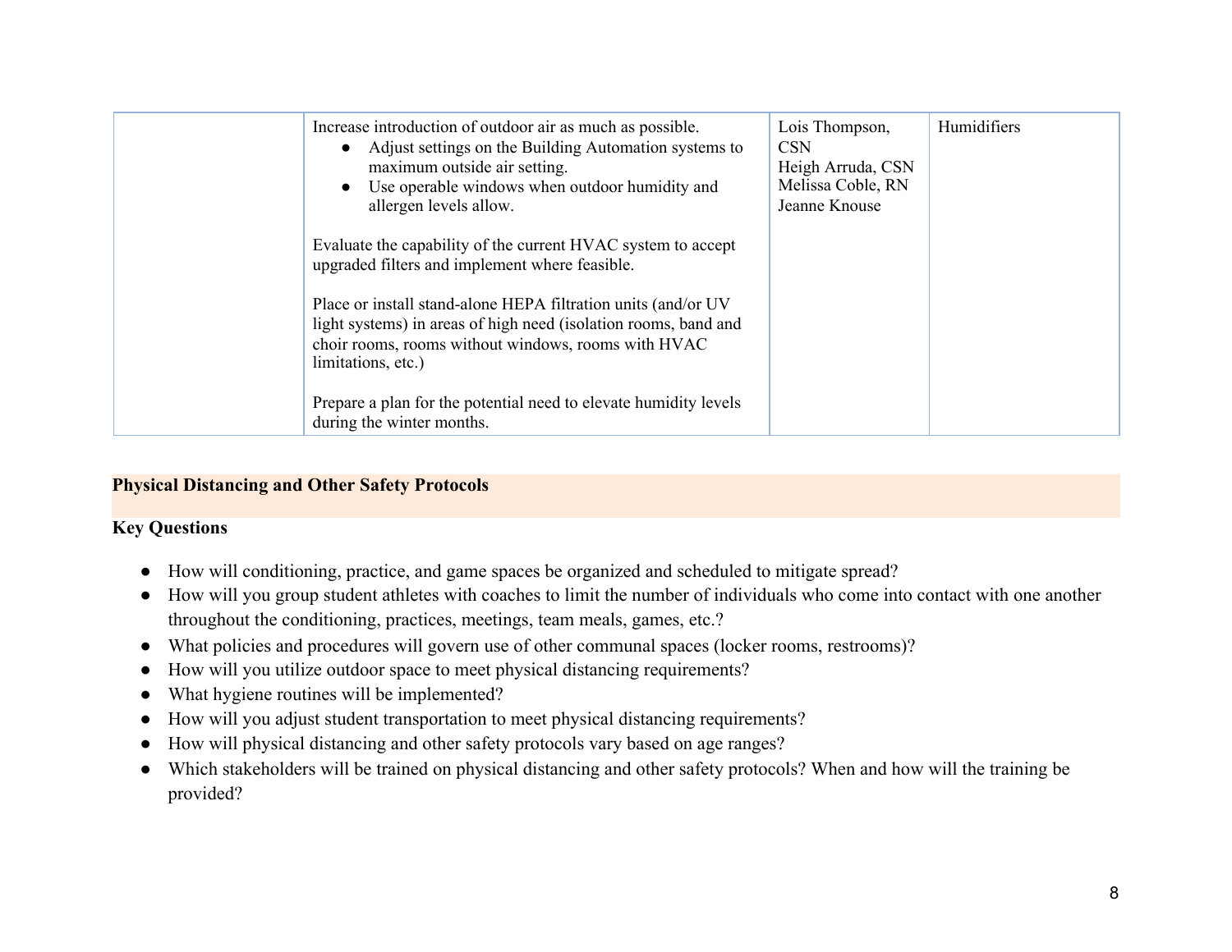| | | | |
|---|---|---|---|
| | Increase introduction of outdoor air as much as possible.<br>• Adjust settings on the Building Automation systems to maximum outside air setting.<br>• Use operable windows when outdoor humidity and allergen levels allow.<br><br>Evaluate the capability of the current HVAC system to accept upgraded filters and implement where feasible.<br><br>Place or install stand-alone HEPA filtration units (and/or UV light systems) in areas of high need (isolation rooms, band and choir rooms, rooms without windows, rooms with HVAC limitations, etc.)<br><br>Prepare a plan for the potential need to elevate humidity levels during the winter months. | Lois Thompson, CSN<br>Heigh Arruda, CSN<br>Melissa Coble, RN<br>Jeanne Knouse | Humidifiers |

## Physical Distancing and Other Safety Protocols

### Key Questions

- How will conditioning, practice, and game spaces be organized and scheduled to mitigate spread?
- How will you group student athletes with coaches to limit the number of individuals who come into contact with one another throughout the conditioning, practices, meetings, team meals, games, etc.?
- What policies and procedures will govern use of other communal spaces (locker rooms, restrooms)?
- How will you utilize outdoor space to meet physical distancing requirements?
- What hygiene routines will be implemented?
- How will you adjust student transportation to meet physical distancing requirements?
- How will physical distancing and other safety protocols vary based on age ranges?
- Which stakeholders will be trained on physical distancing and other safety protocols? When and how will the training be provided?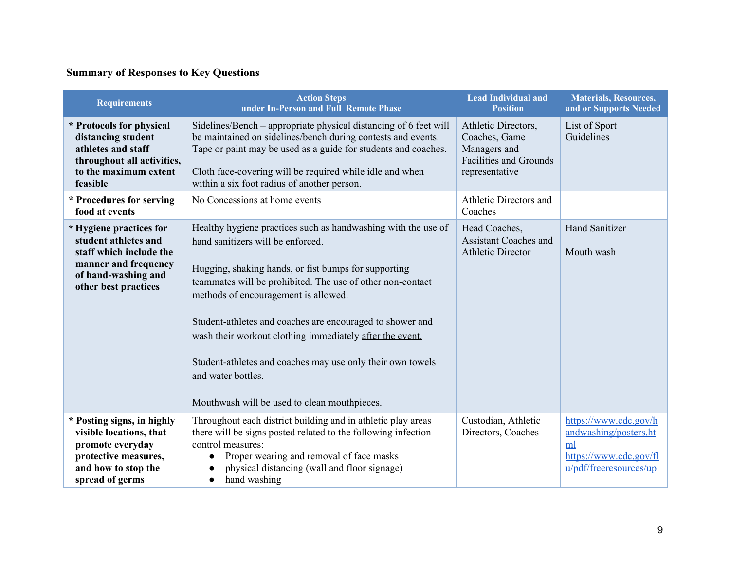**Summary of Responses to Key Questions**

| Requirements | Action Steps under In-Person and Full Remote Phase | Lead Individual and Position | Materials, Resources, and or Supports Needed |
|---|---|---|---|
| **\* Protocols for physical distancing student athletes and staff throughout all activities, to the maximum extent feasible** | Sidelines/Bench – appropriate physical distancing of 6 feet will be maintained on sidelines/bench during contests and events. Tape or paint may be used as a guide for students and coaches.<br><br>Cloth face-covering will be required while idle and when within a six foot radius of another person. | Athletic Directors, Coaches, Game Managers and Facilities and Grounds representative | List of Sport Guidelines |
| **\* Procedures for serving food at events** | No Concessions at home events | Athletic Directors and Coaches | |
| **\* Hygiene practices for student athletes and staff which include the manner and frequency of hand-washing and other best practices** | Healthy hygiene practices such as handwashing with the use of hand sanitizers will be enforced.<br><br>Hugging, shaking hands, or fist bumps for supporting teammates will be prohibited. The use of other non-contact methods of encouragement is allowed.<br><br>Student-athletes and coaches are encouraged to shower and wash their workout clothing immediately <u>after the event.</u><br><br>Student-athletes and coaches may use only their own towels and water bottles.<br><br>Mouthwash will be used to clean mouthpieces. | Head Coaches, Assistant Coaches and Athletic Director | Hand Sanitizer<br><br>Mouth wash |
| **\* Posting signs, in highly visible locations, that promote everyday protective measures, and how to stop the spread of germs** | Throughout each district building and in athletic play areas there will be signs posted related to the following infection control measures:<br>● Proper wearing and removal of face masks<br>● physical distancing (wall and floor signage)<br>● hand washing | Custodian, Athletic Directors, Coaches | https://www.cdc.gov/handwashing/posters.html<br>https://www.cdc.gov/flu/pdf/freeresources/up |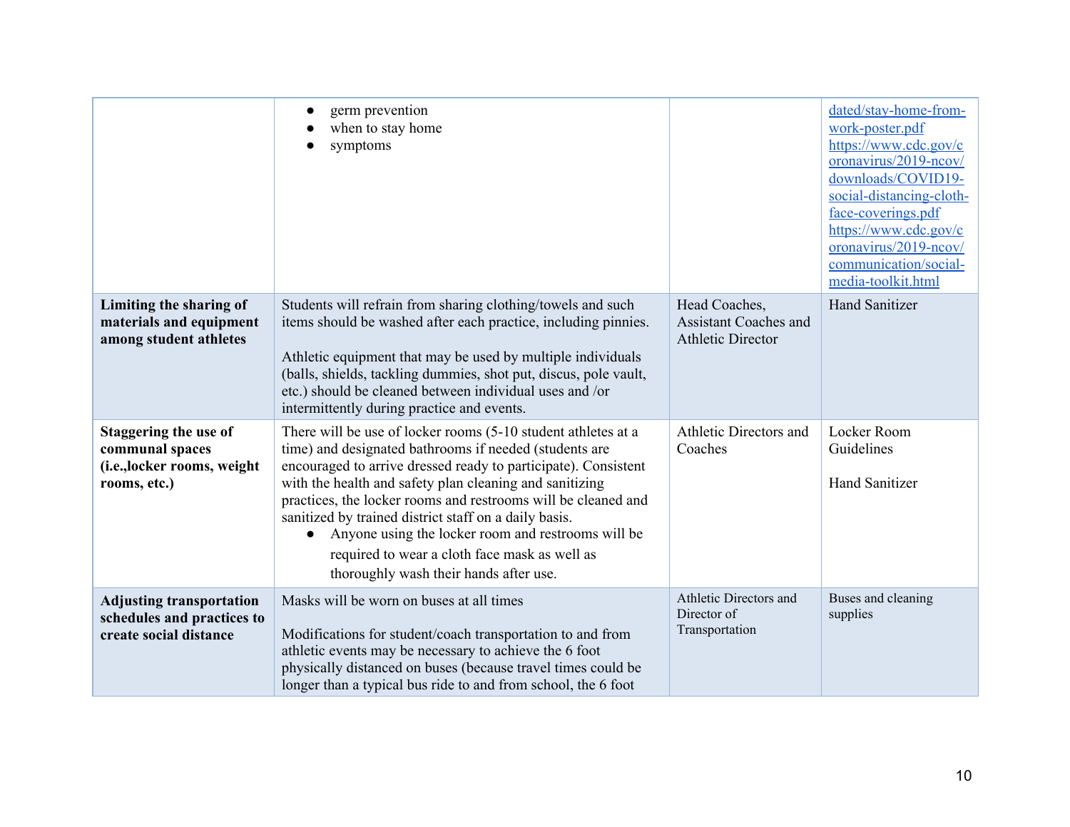| | | | |
|---|---|---|---|
| | • germ prevention<br>• when to stay home<br>• symptoms | | dated/stay-home-from-work-poster.pdf<br>https://www.cdc.gov/coronavirus/2019-ncov/downloads/COVID19-social-distancing-cloth-face-coverings.pdf<br>https://www.cdc.gov/coronavirus/2019-ncov/communication/social-media-toolkit.html |
| **Limiting the sharing of materials and equipment among student athletes** | Students will refrain from sharing clothing/towels and such items should be washed after each practice, including pinnies.<br><br>Athletic equipment that may be used by multiple individuals (balls, shields, tackling dummies, shot put, discus, pole vault, etc.) should be cleaned between individual uses and /or intermittently during practice and events. | Head Coaches, Assistant Coaches and Athletic Director | Hand Sanitizer |
| **Staggering the use of communal spaces (i.e.,locker rooms, weight rooms, etc.)** | There will be use of locker rooms (5-10 student athletes at a time) and designated bathrooms if needed (students are encouraged to arrive dressed ready to participate). Consistent with the health and safety plan cleaning and sanitizing practices, the locker rooms and restrooms will be cleaned and sanitized by trained district staff on a daily basis.<br>• Anyone using the locker room and restrooms will be required to wear a cloth face mask as well as thoroughly wash their hands after use. | Athletic Directors and Coaches | Locker Room Guidelines<br><br>Hand Sanitizer |
| **Adjusting transportation schedules and practices to create social distance** | Masks will be worn on buses at all times<br><br>Modifications for student/coach transportation to and from athletic events may be necessary to achieve the 6 foot physically distanced on buses (because travel times could be longer than a typical bus ride to and from school, the 6 foot | Athletic Directors and Director of Transportation | Buses and cleaning supplies |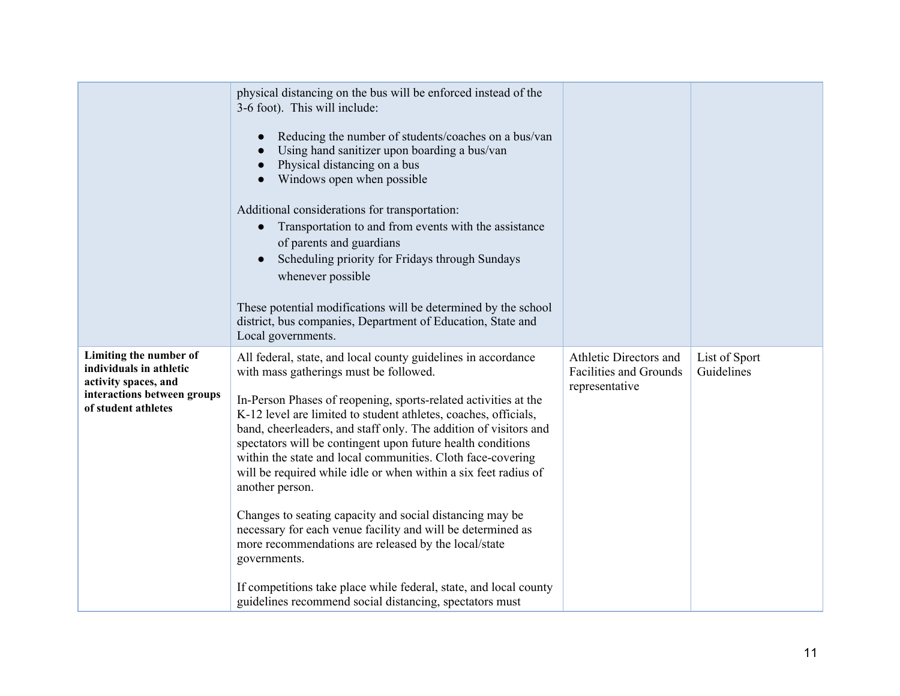| | | | |
|---|---|---|---|
| | physical distancing on the bus will be enforced instead of the 3-6 foot). This will include:<br><br>● Reducing the number of students/coaches on a bus/van<br>● Using hand sanitizer upon boarding a bus/van<br>● Physical distancing on a bus<br>● Windows open when possible<br><br>Additional considerations for transportation:<br>● Transportation to and from events with the assistance of parents and guardians<br>● Scheduling priority for Fridays through Sundays whenever possible<br><br>These potential modifications will be determined by the school district, bus companies, Department of Education, State and Local governments. | | |
| **Limiting the number of individuals in athletic activity spaces, and interactions between groups of student athletes** | All federal, state, and local county guidelines in accordance with mass gatherings must be followed.<br><br>In-Person Phases of reopening, sports-related activities at the K-12 level are limited to student athletes, coaches, officials, band, cheerleaders, and staff only. The addition of visitors and spectators will be contingent upon future health conditions within the state and local communities. Cloth face-covering will be required while idle or when within a six feet radius of another person.<br><br>Changes to seating capacity and social distancing may be necessary for each venue facility and will be determined as more recommendations are released by the local/state governments.<br><br>If competitions take place while federal, state, and local county guidelines recommend social distancing, spectators must | Athletic Directors and Facilities and Grounds representative | List of Sport Guidelines |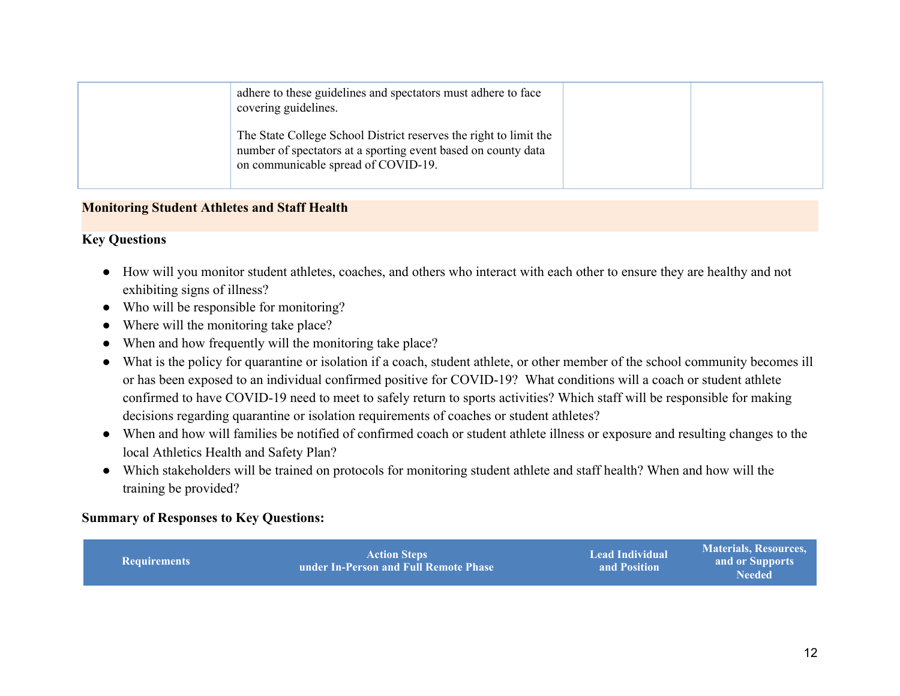| | | | |
|---|---|---|---|
| | adhere to these guidelines and spectators must adhere to face covering guidelines.<br><br>The State College School District reserves the right to limit the number of spectators at a sporting event based on county data on communicable spread of COVID-19. | | |

**Monitoring Student Athletes and Staff Health**

**Key Questions**

- How will you monitor student athletes, coaches, and others who interact with each other to ensure they are healthy and not exhibiting signs of illness?
- Who will be responsible for monitoring?
- Where will the monitoring take place?
- When and how frequently will the monitoring take place?
- What is the policy for quarantine or isolation if a coach, student athlete, or other member of the school community becomes ill or has been exposed to an individual confirmed positive for COVID-19? What conditions will a coach or student athlete confirmed to have COVID-19 need to meet to safely return to sports activities? Which staff will be responsible for making decisions regarding quarantine or isolation requirements of coaches or student athletes?
- When and how will families be notified of confirmed coach or student athlete illness or exposure and resulting changes to the local Athletics Health and Safety Plan?
- Which stakeholders will be trained on protocols for monitoring student athlete and staff health? When and how will the training be provided?

**Summary of Responses to Key Questions:**

| Requirements | Action Steps under In-Person and Full Remote Phase | Lead Individual and Position | Materials, Resources, and or Supports Needed |
|---|---|---|---|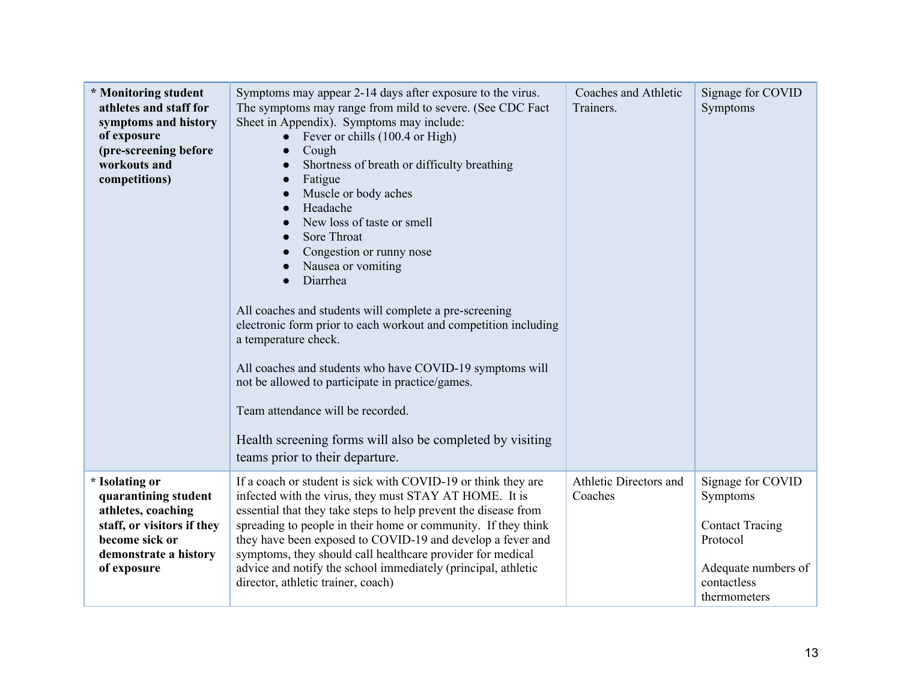| * **Monitoring student athletes and staff for symptoms and history of exposure (pre-screening before workouts and competitions)** | Symptoms may appear 2-14 days after exposure to the virus. The symptoms may range from mild to severe. (See CDC Fact Sheet in Appendix). Symptoms may include:<br>● Fever or chills (100.4 or High)<br>● Cough<br>● Shortness of breath or difficulty breathing<br>● Fatigue<br>● Muscle or body aches<br>● Headache<br>● New loss of taste or smell<br>● Sore Throat<br>● Congestion or runny nose<br>● Nausea or vomiting<br>● Diarrhea<br><br>All coaches and students will complete a pre-screening electronic form prior to each workout and competition including a temperature check.<br><br>All coaches and students who have COVID-19 symptoms will not be allowed to participate in practice/games.<br><br>Team attendance will be recorded.<br><br>Health screening forms will also be completed by visiting teams prior to their departure. | Coaches and Athletic Trainers. | Signage for COVID Symptoms |
|---|---|---|---|
| * **Isolating or quarantining student athletes, coaching staff, or visitors if they become sick or demonstrate a history of exposure** | If a coach or student is sick with COVID-19 or think they are infected with the virus, they must STAY AT HOME. It is essential that they take steps to help prevent the disease from spreading to people in their home or community. If they think they have been exposed to COVID-19 and develop a fever and symptoms, they should call healthcare provider for medical advice and notify the school immediately (principal, athletic director, athletic trainer, coach) | Athletic Directors and Coaches | Signage for COVID Symptoms<br><br>Contact Tracing Protocol<br><br>Adequate numbers of contactless thermometers |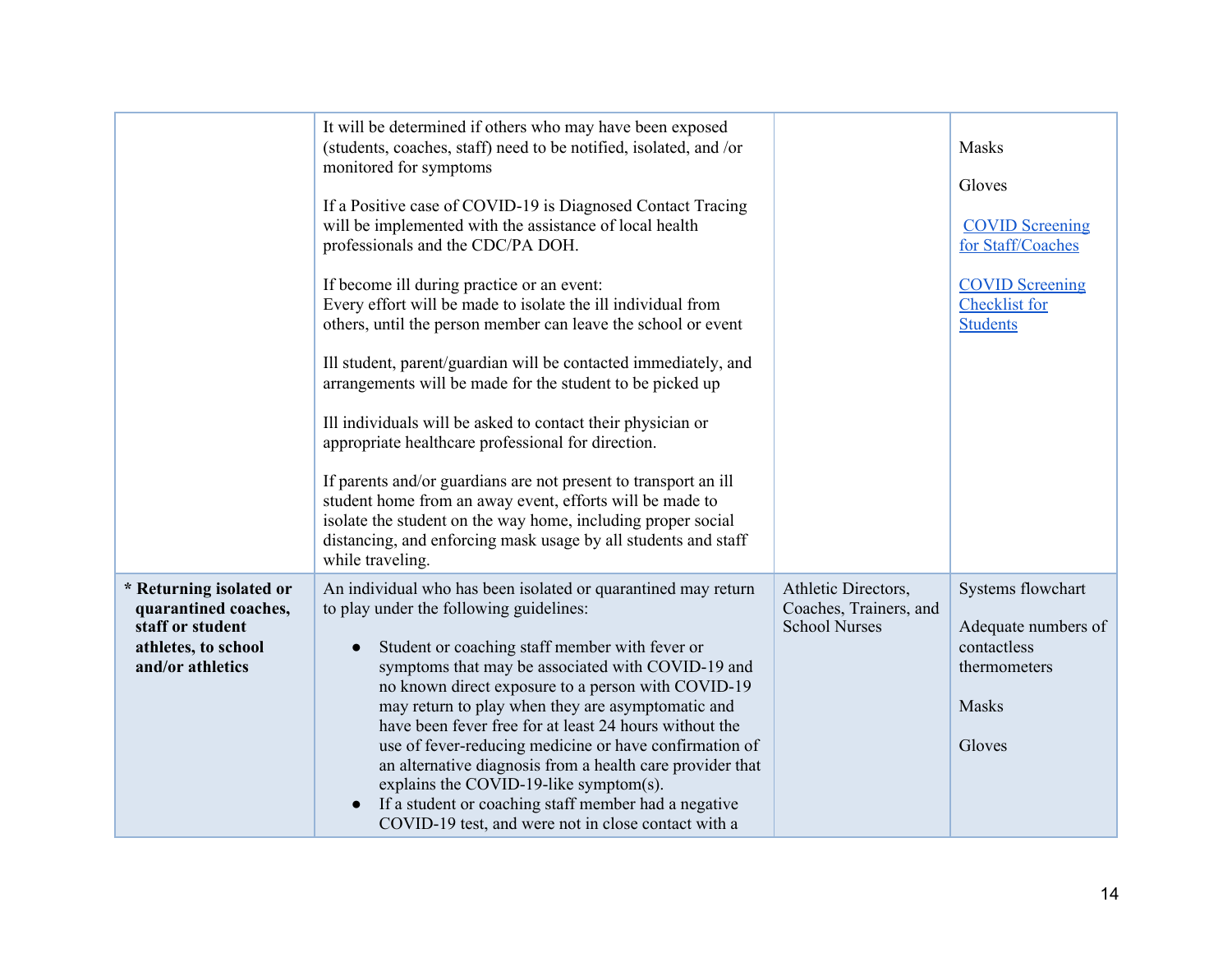| | | | |
|---|---|---|---|
| | It will be determined if others who may have been exposed (students, coaches, staff) need to be notified, isolated, and /or monitored for symptoms<br><br>If a Positive case of COVID-19 is Diagnosed Contact Tracing will be implemented with the assistance of local health professionals and the CDC/PA DOH.<br><br>If become ill during practice or an event:<br>Every effort will be made to isolate the ill individual from others, until the person member can leave the school or event<br><br>Ill student, parent/guardian will be contacted immediately, and arrangements will be made for the student to be picked up<br><br>Ill individuals will be asked to contact their physician or appropriate healthcare professional for direction.<br><br>If parents and/or guardians are not present to transport an ill student home from an away event, efforts will be made to isolate the student on the way home, including proper social distancing, and enforcing mask usage by all students and staff while traveling. | | Masks<br><br>Gloves<br><br>COVID Screening for Staff/Coaches<br><br>COVID Screening Checklist for Students |
| **\* Returning isolated or quarantined coaches, staff or student athletes, to school and/or athletics** | An individual who has been isolated or quarantined may return to play under the following guidelines:<br><br>• Student or coaching staff member with fever or symptoms that may be associated with COVID-19 and no known direct exposure to a person with COVID-19 may return to play when they are asymptomatic and have been fever free for at least 24 hours without the use of fever-reducing medicine or have confirmation of an alternative diagnosis from a health care provider that explains the COVID-19-like symptom(s).<br>• If a student or coaching staff member had a negative COVID-19 test, and were not in close contact with a | Athletic Directors, Coaches, Trainers, and School Nurses | Systems flowchart<br><br>Adequate numbers of contactless thermometers<br><br>Masks<br><br>Gloves |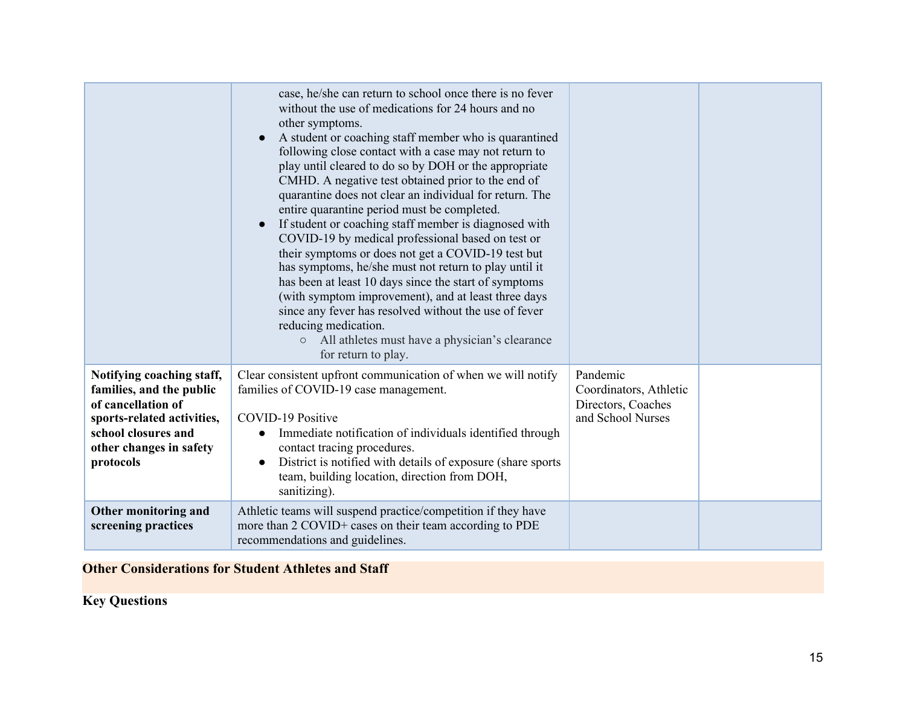| | | | |
|---|---|---|---|
| | case, he/she can return to school once there is no fever without the use of medications for 24 hours and no other symptoms.<br>● A student or coaching staff member who is quarantined following close contact with a case may not return to play until cleared to do so by DOH or the appropriate CMHD. A negative test obtained prior to the end of quarantine does not clear an individual for return. The entire quarantine period must be completed.<br>● If student or coaching staff member is diagnosed with COVID-19 by medical professional based on test or their symptoms or does not get a COVID-19 test but has symptoms, he/she must not return to play until it has been at least 10 days since the start of symptoms (with symptom improvement), and at least three days since any fever has resolved without the use of fever reducing medication.<br>○ All athletes must have a physician's clearance for return to play. | | |
| **Notifying coaching staff, families, and the public of cancellation of sports-related activities, school closures and other changes in safety protocols** | Clear consistent upfront communication of when we will notify families of COVID-19 case management.<br><br>COVID-19 Positive<br>● Immediate notification of individuals identified through contact tracing procedures.<br>● District is notified with details of exposure (share sports team, building location, direction from DOH, sanitizing). | Pandemic Coordinators, Athletic Directors, Coaches and School Nurses | |
| **Other monitoring and screening practices** | Athletic teams will suspend practice/competition if they have more than 2 COVID+ cases on their team according to PDE recommendations and guidelines. | | |

## Other Considerations for Student Athletes and Staff

**Key Questions**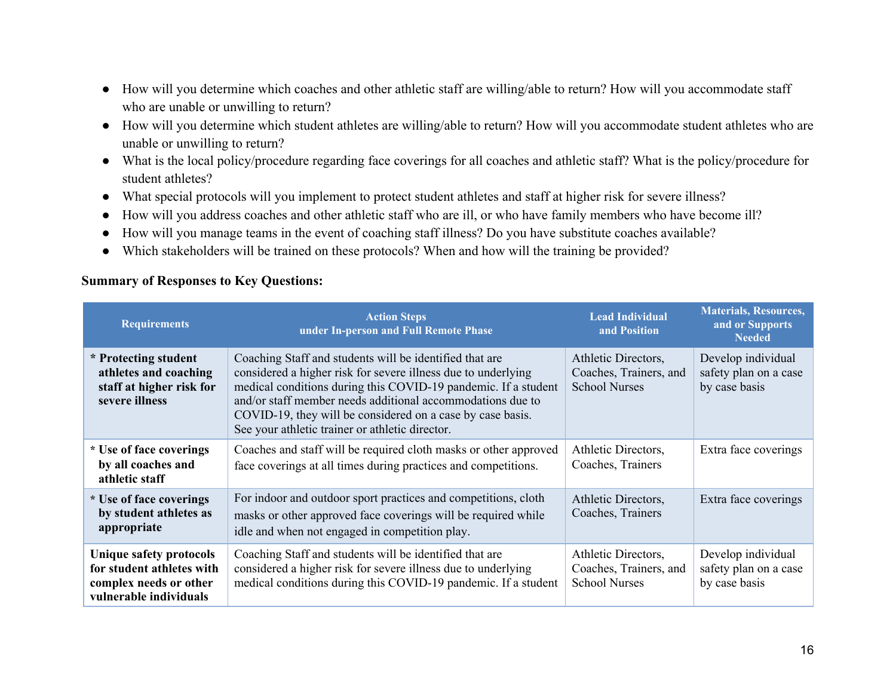- How will you determine which coaches and other athletic staff are willing/able to return? How will you accommodate staff who are unable or unwilling to return?
- How will you determine which student athletes are willing/able to return? How will you accommodate student athletes who are unable or unwilling to return?
- What is the local policy/procedure regarding face coverings for all coaches and athletic staff? What is the policy/procedure for student athletes?
- What special protocols will you implement to protect student athletes and staff at higher risk for severe illness?
- How will you address coaches and other athletic staff who are ill, or who have family members who have become ill?
- How will you manage teams in the event of coaching staff illness? Do you have substitute coaches available?
- Which stakeholders will be trained on these protocols? When and how will the training be provided?

**Summary of Responses to Key Questions:**

| Requirements | Action Steps under In-person and Full Remote Phase | Lead Individual and Position | Materials, Resources, and or Supports Needed |
|---|---|---|---|
| **\* Protecting student athletes and coaching staff at higher risk for severe illness** | Coaching Staff and students will be identified that are considered a higher risk for severe illness due to underlying medical conditions during this COVID-19 pandemic. If a student and/or staff member needs additional accommodations due to COVID-19, they will be considered on a case by case basis. See your athletic trainer or athletic director. | Athletic Directors, Coaches, Trainers, and School Nurses | Develop individual safety plan on a case by case basis |
| **\* Use of face coverings by all coaches and athletic staff** | Coaches and staff will be required cloth masks or other approved face coverings at all times during practices and competitions. | Athletic Directors, Coaches, Trainers | Extra face coverings |
| **\* Use of face coverings by student athletes as appropriate** | For indoor and outdoor sport practices and competitions, cloth masks or other approved face coverings will be required while idle and when not engaged in competition play. | Athletic Directors, Coaches, Trainers | Extra face coverings |
| **Unique safety protocols for student athletes with complex needs or other vulnerable individuals** | Coaching Staff and students will be identified that are considered a higher risk for severe illness due to underlying medical conditions during this COVID-19 pandemic. If a student | Athletic Directors, Coaches, Trainers, and School Nurses | Develop individual safety plan on a case by case basis |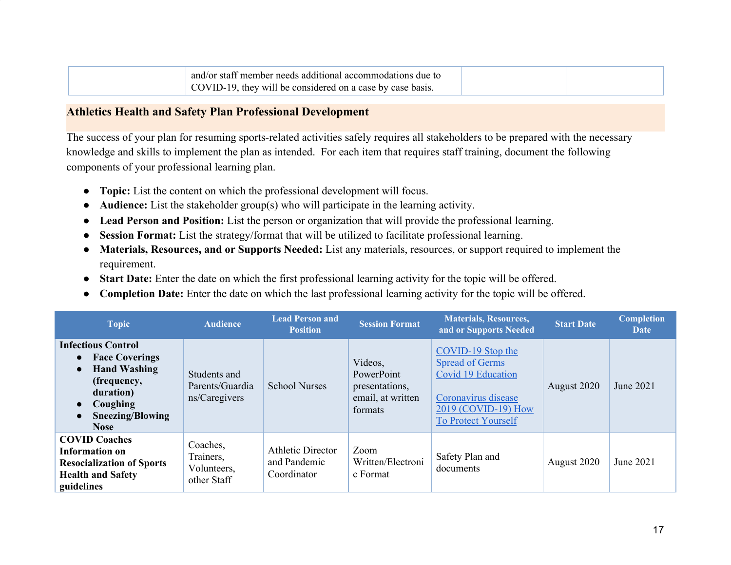| | and/or staff member needs additional accommodations due to COVID-19, they will be considered on a case by case basis. | | |
|---|---|---|---|

## Athletics Health and Safety Plan Professional Development

The success of your plan for resuming sports-related activities safely requires all stakeholders to be prepared with the necessary knowledge and skills to implement the plan as intended. For each item that requires staff training, document the following components of your professional learning plan.

- **Topic:** List the content on which the professional development will focus.
- **Audience:** List the stakeholder group(s) who will participate in the learning activity.
- **Lead Person and Position:** List the person or organization that will provide the professional learning.
- **Session Format:** List the strategy/format that will be utilized to facilitate professional learning.
- **Materials, Resources, and or Supports Needed:** List any materials, resources, or support required to implement the requirement.
- **Start Date:** Enter the date on which the first professional learning activity for the topic will be offered.
- **Completion Date:** Enter the date on which the last professional learning activity for the topic will be offered.

| Topic | Audience | Lead Person and Position | Session Format | Materials, Resources, and or Supports Needed | Start Date | Completion Date |
|---|---|---|---|---|---|---|
| **Infectious Control**<br>• **Face Coverings**<br>• **Hand Washing (frequency, duration)**<br>• **Coughing**<br>• **Sneezing/Blowing Nose** | Students and Parents/Guardians/Caregivers | School Nurses | Videos, PowerPoint presentations, email, at written formats | COVID-19 Stop the Spread of Germs Covid 19 Education<br><br>Coronavirus disease 2019 (COVID-19) How To Protect Yourself | August 2020 | June 2021 |
| **COVID Coaches Information on Resocialization of Sports Health and Safety guidelines** | Coaches, Trainers, Volunteers, other Staff | Athletic Director and Pandemic Coordinator | Zoom Written/Electronic Format | Safety Plan and documents | August 2020 | June 2021 |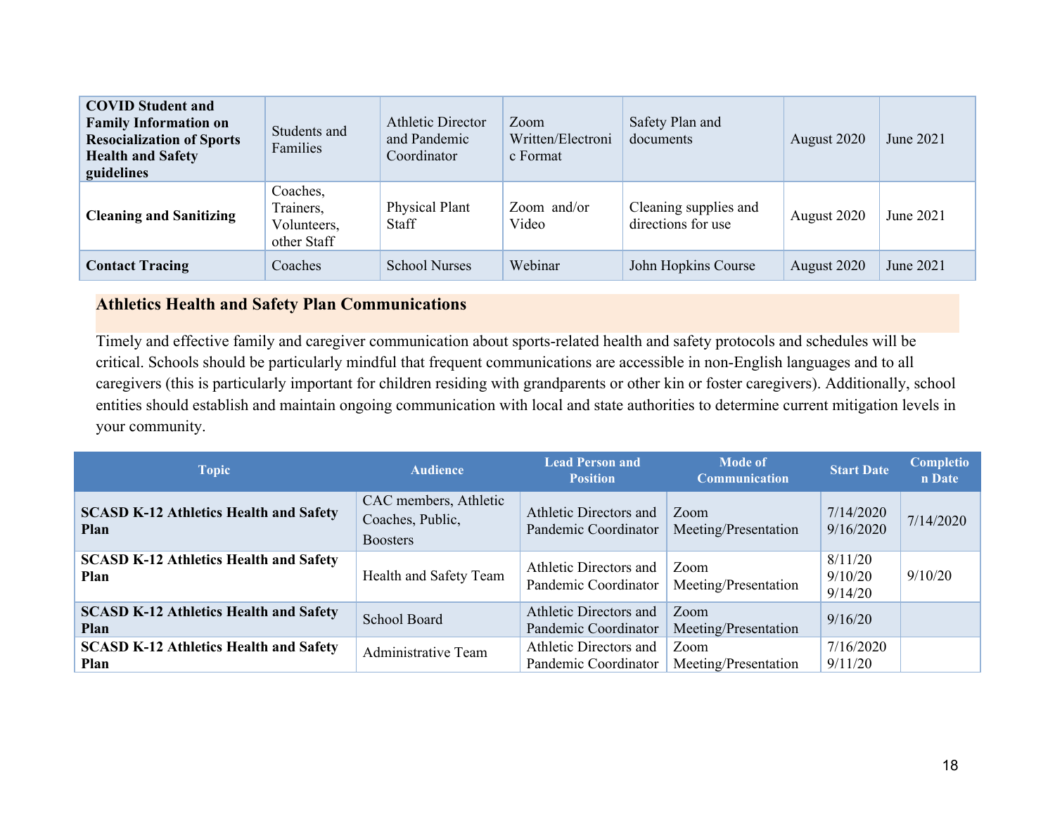| **COVID Student and Family Information on Resocialization of Sports Health and Safety guidelines** | Students and Families | Athletic Director and Pandemic Coordinator | Zoom Written/Electronic Format | Safety Plan and documents | August 2020 | June 2021 |
|---|---|---|---|---|---|---|
| **Cleaning and Sanitizing** | Coaches, Trainers, Volunteers, other Staff | Physical Plant Staff | Zoom and/or Video | Cleaning supplies and directions for use | August 2020 | June 2021 |
| **Contact Tracing** | Coaches | School Nurses | Webinar | John Hopkins Course | August 2020 | June 2021 |

## Athletics Health and Safety Plan Communications

Timely and effective family and caregiver communication about sports-related health and safety protocols and schedules will be critical. Schools should be particularly mindful that frequent communications are accessible in non-English languages and to all caregivers (this is particularly important for children residing with grandparents or other kin or foster caregivers). Additionally, school entities should establish and maintain ongoing communication with local and state authorities to determine current mitigation levels in your community.

| Topic | Audience | Lead Person and Position | Mode of Communication | Start Date | Completion Date |
|---|---|---|---|---|---|
| **SCASD K-12 Athletics Health and Safety Plan** | CAC members, Athletic Coaches, Public, Boosters | Athletic Directors and Pandemic Coordinator | Zoom Meeting/Presentation | 7/14/2020 9/16/2020 | 7/14/2020 |
| **SCASD K-12 Athletics Health and Safety Plan** | Health and Safety Team | Athletic Directors and Pandemic Coordinator | Zoom Meeting/Presentation | 8/11/20 9/10/20 9/14/20 | 9/10/20 |
| **SCASD K-12 Athletics Health and Safety Plan** | School Board | Athletic Directors and Pandemic Coordinator | Zoom Meeting/Presentation | 9/16/20 | |
| **SCASD K-12 Athletics Health and Safety Plan** | Administrative Team | Athletic Directors and Pandemic Coordinator | Zoom Meeting/Presentation | 7/16/2020 9/11/20 | |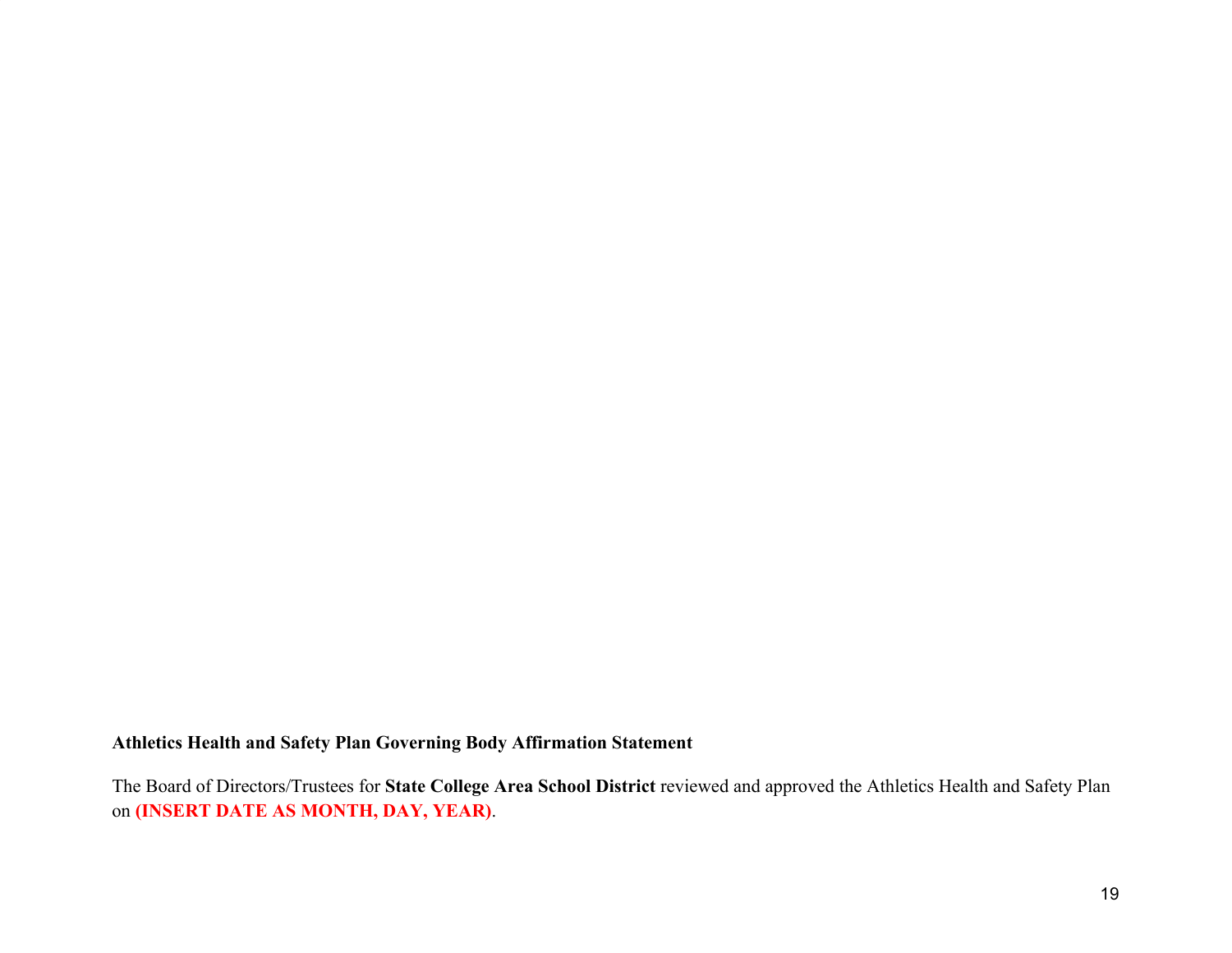**Athletics Health and Safety Plan Governing Body Affirmation Statement**

The Board of Directors/Trustees for **State College Area School District** reviewed and approved the Athletics Health and Safety Plan on **(INSERT DATE AS MONTH, DAY, YEAR)**.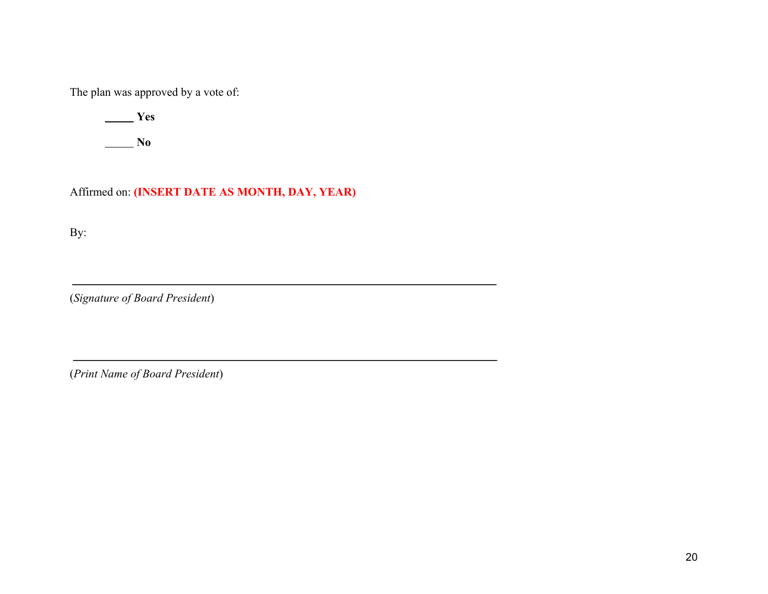The plan was approved by a vote of:

_____ **Yes**

_____ **No**

Affirmed on: **(INSERT DATE AS MONTH, DAY, YEAR)**

By:

\_\_\_\_\_\_\_\_\_\_\_\_\_\_\_\_\_\_\_\_\_\_\_\_\_\_\_\_\_\_\_\_\_\_\_\_\_\_\_\_\_\_\_\_\_\_\_\_\_\_\_\_\_\_\_\_\_\_\_\_\_\_\_\_\_\_

(*Signature of Board President*)

\_\_\_\_\_\_\_\_\_\_\_\_\_\_\_\_\_\_\_\_\_\_\_\_\_\_\_\_\_\_\_\_\_\_\_\_\_\_\_\_\_\_\_\_\_\_\_\_\_\_\_\_\_\_\_\_\_\_\_\_\_\_\_\_\_\_

(*Print Name of Board President*)